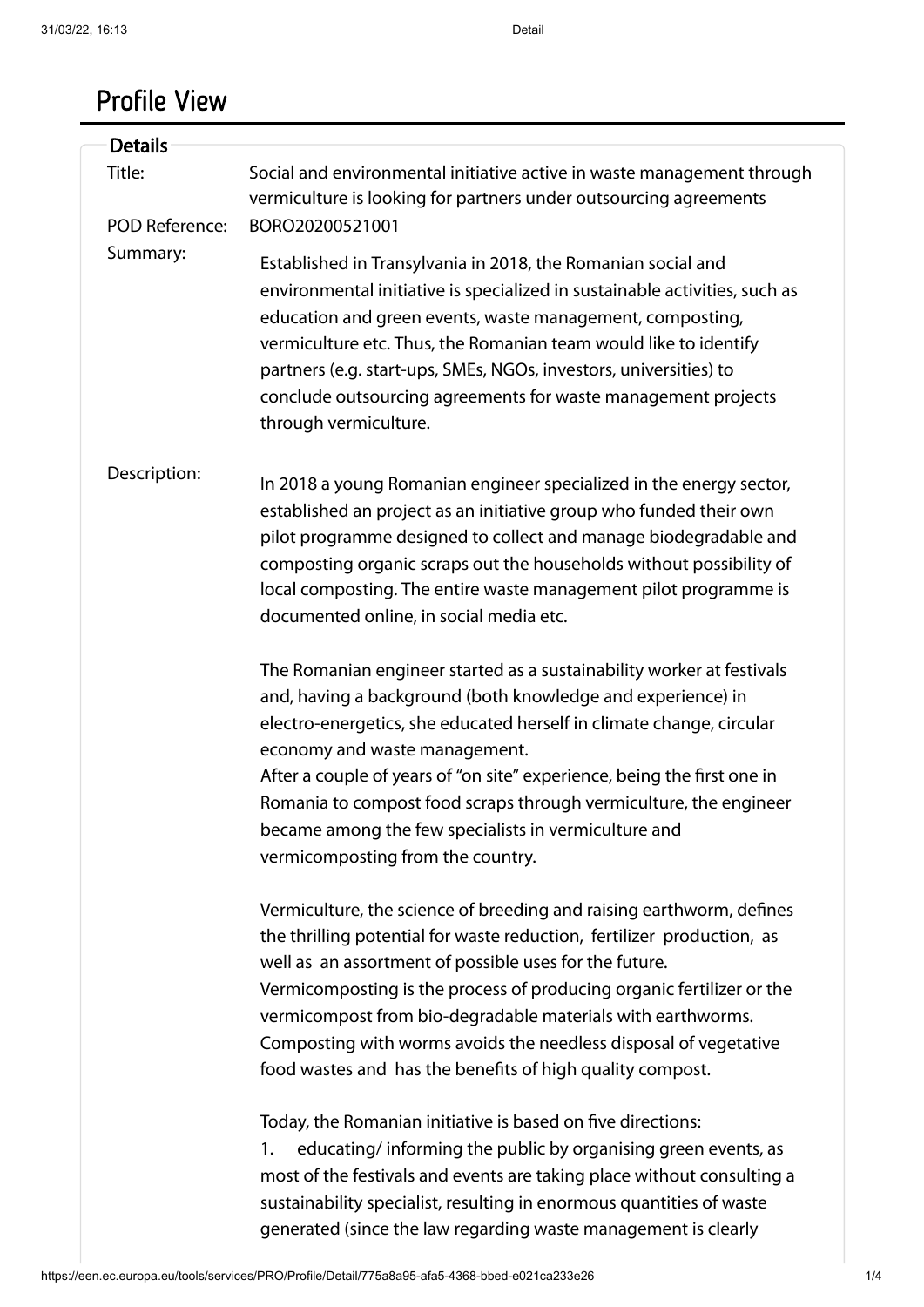# Profile View

## Details

**Title:** Social and environmental initiative active in waste management through vermiculture is looking for partners under outsourcing agreements

**POD Reference:** BORO20200521001

**Summary:**

Established in Transylvania in 2018, the Romanian social and environmental initiative is specialized in sustainable activities, such as education and green events, waste management, composting, vermiculture etc. Thus, the Romanian team would like to identify partners (e.g. start-ups, SMEs, NGOs, investors, universities) to conclude outsourcing agreements for waste management projects through vermiculture.

**Description:**

In 2018 a young Romanian engineer specialized in the energy sector, established an project as an initiative group who funded their own pilot programme designed to collect and manage biodegradable and composting organic scraps out the households without possibility of local composting. The entire waste management pilot programme is documented online, in social media etc.

The Romanian engineer started as a sustainability worker at festivals and, having a background (both knowledge and experience) in electro-energetics, she educated herself in climate change, circular economy and waste management.
After a couple of years of "on site" experience, being the first one in Romania to compost food scraps through vermiculture, the engineer became among the few specialists in vermiculture and vermicomposting from the country.

Vermiculture, the science of breeding and raising earthworm, defines the thrilling potential for waste reduction, fertilizer production, as well as an assortment of possible uses for the future.
Vermicomposting is the process of producing organic fertilizer or the vermicompost from bio-degradable materials with earthworms.
Composting with worms avoids the needless disposal of vegetative food wastes and has the benefits of high quality compost.

Today, the Romanian initiative is based on five directions:
1. educating/ informing the public by organising green events, as most of the festivals and events are taking place without consulting a sustainability specialist, resulting in enormous quantities of waste generated (since the law regarding waste management is clearly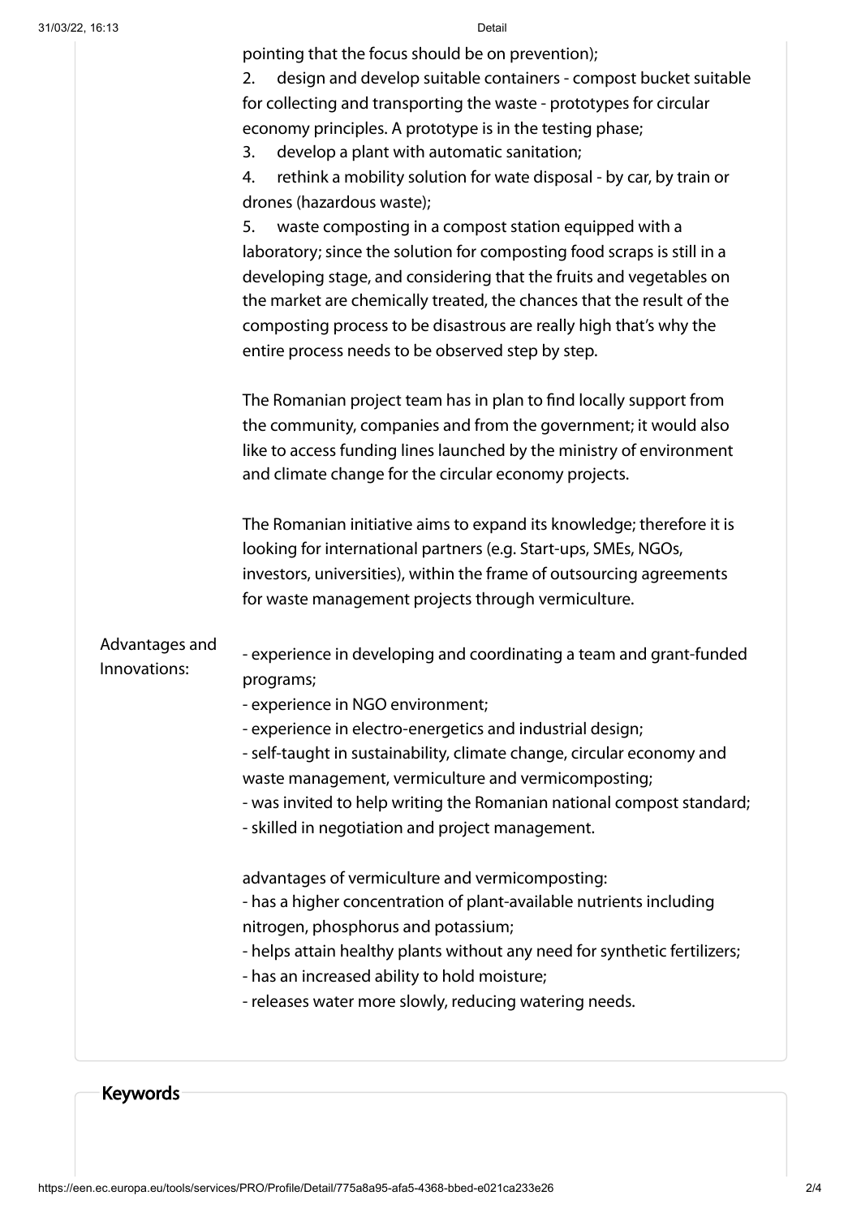pointing that the focus should be on prevention);

2. design and develop suitable containers - compost bucket suitable for collecting and transporting the waste - prototypes for circular economy principles. A prototype is in the testing phase;
3. develop a plant with automatic sanitation;
4. rethink a mobility solution for wate disposal - by car, by train or drones (hazardous waste);
5. waste composting in a compost station equipped with a laboratory; since the solution for composting food scraps is still in a developing stage, and considering that the fruits and vegetables on the market are chemically treated, the chances that the result of the composting process to be disastrous are really high that's why the entire process needs to be observed step by step.

The Romanian project team has in plan to find locally support from the community, companies and from the government; it would also like to access funding lines launched by the ministry of environment and climate change for the circular economy projects.

The Romanian initiative aims to expand its knowledge; therefore it is looking for international partners (e.g. Start-ups, SMEs, NGOs, investors, universities), within the frame of outsourcing agreements for waste management projects through vermiculture.

**Advantages and Innovations:**

- experience in developing and coordinating a team and grant-funded programs;
- experience in NGO environment;
- experience in electro-energetics and industrial design;
- self-taught in sustainability, climate change, circular economy and waste management, vermiculture and vermicomposting;
- was invited to help writing the Romanian national compost standard;
- skilled in negotiation and project management.

advantages of vermiculture and vermicomposting:

- has a higher concentration of plant-available nutrients including nitrogen, phosphorus and potassium;
- helps attain healthy plants without any need for synthetic fertilizers;
- has an increased ability to hold moisture;
- releases water more slowly, reducing watering needs.

## Keywords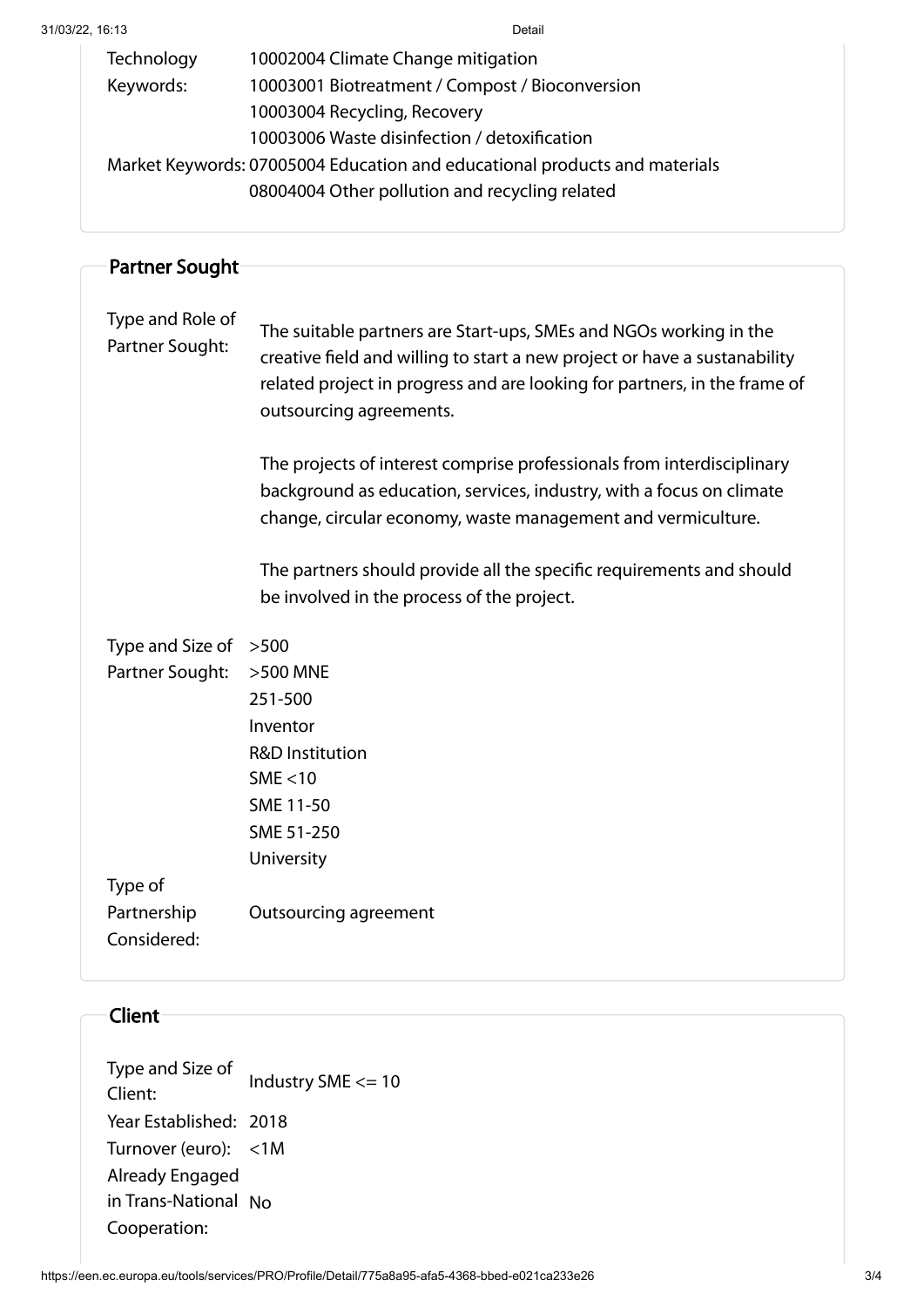| | |
|---|---|
| Technology Keywords: | 10002004 Climate Change mitigation<br>10003001 Biotreatment / Compost / Bioconversion<br>10003004 Recycling, Recovery<br>10003006 Waste disinfection / detoxification |
| Market Keywords: | 07005004 Education and educational products and materials<br>08004004 Other pollution and recycling related |

## Partner Sought

| | |
|---|---|
| Type and Role of Partner Sought: | The suitable partners are Start-ups, SMEs and NGOs working in the creative field and willing to start a new project or have a sustanability related project in progress and are looking for partners, in the frame of outsourcing agreements.<br><br>The projects of interest comprise professionals from interdisciplinary background as education, services, industry, with a focus on climate change, circular economy, waste management and vermiculture.<br><br>The partners should provide all the specific requirements and should be involved in the process of the project. |
| Type and Size of Partner Sought: | >500<br>>500 MNE<br>251-500<br>Inventor<br>R&D Institution<br>SME <10<br>SME 11-50<br>SME 51-250<br>University |
| Type of Partnership Considered: | Outsourcing agreement |

## Client

| | |
|---|---|
| Type and Size of Client: | Industry SME <= 10 |
| Year Established: | 2018 |
| Turnover (euro): | <1M |
| Already Engaged in Trans-National Cooperation: | No |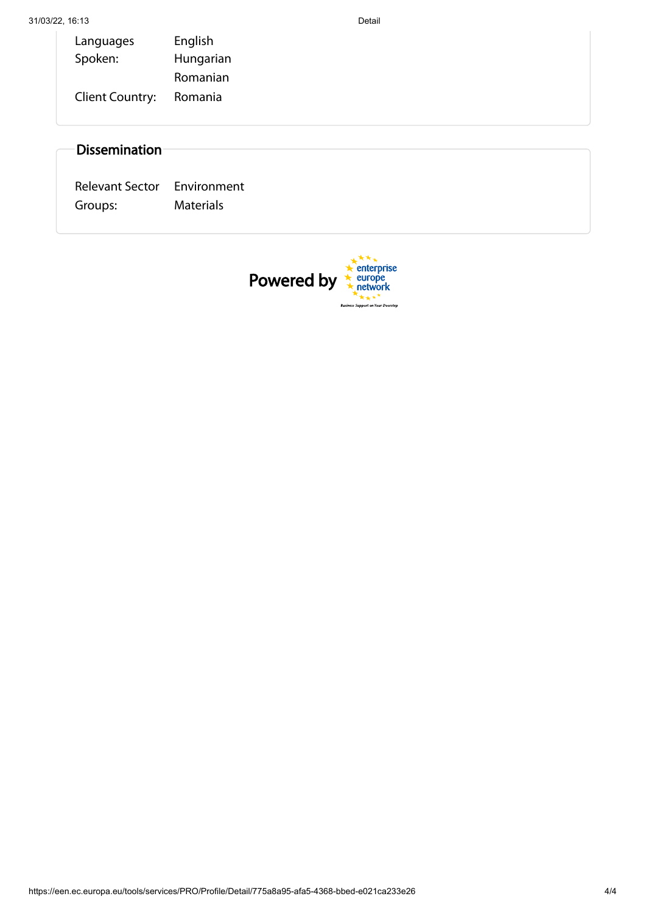| | |
|---|---|
| Languages Spoken: | English<br>Hungarian<br>Romanian |
| Client Country: | Romania |

## Dissemination

| | |
|---|---|
| Relevant Sector Groups: | Environment<br>Materials |

Powered by enterprise europe network

Business Support on Your Doorstep